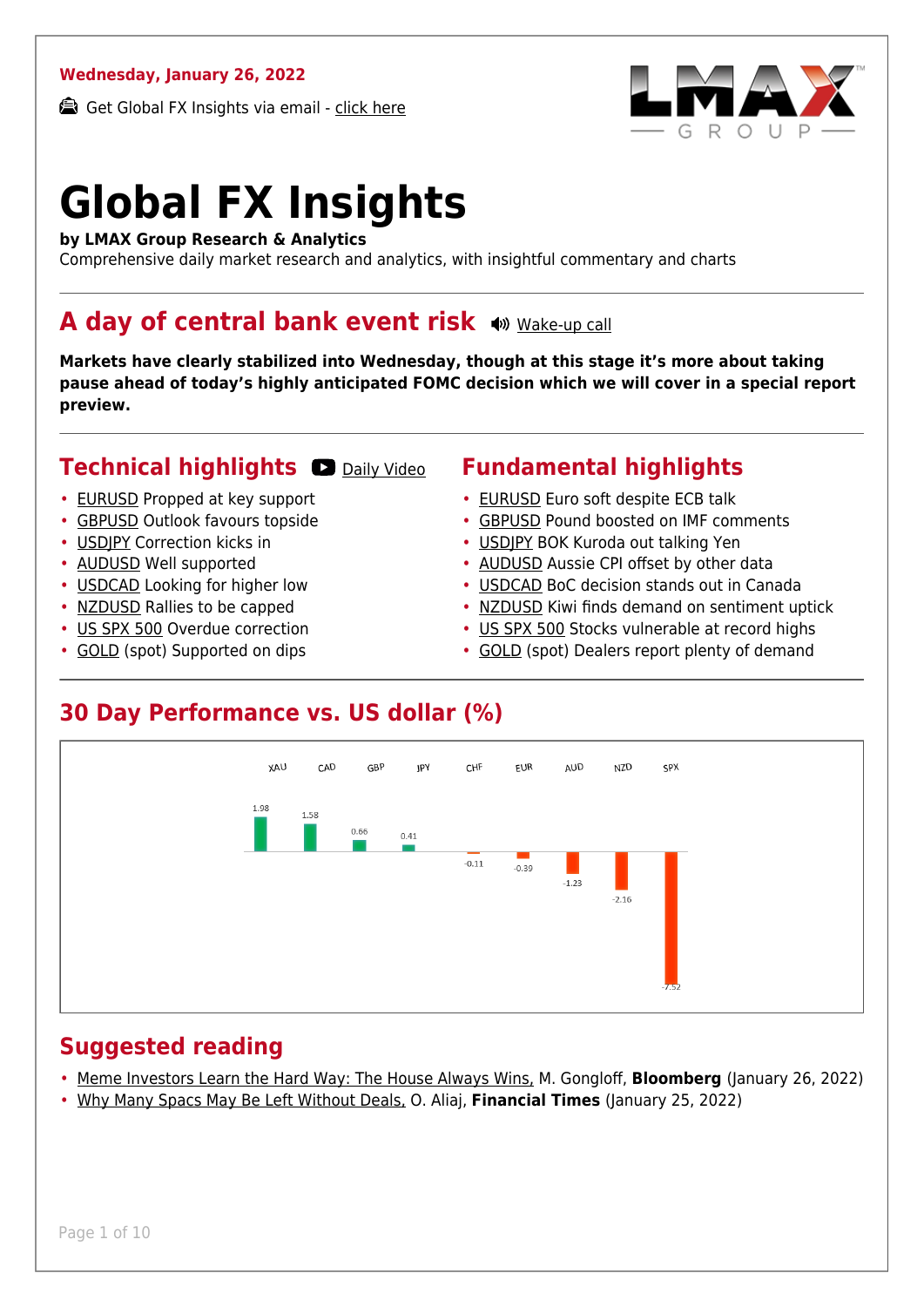**Wednesday, January 26, 2022**

Get Global FX Insights via email - click here

# Global FX Insights

**by LMAX Group Research & Analytics**

Comprehensive daily market research and analytics, with insightful commentary and charts

## A day of central bank event risk

Wake-up call

**Markets have clearly stabilized into Wednesday, though at this stage it's more about taking pause ahead of today's highly anticipated FOMC decision which we will cover in a special report preview.**

## Technical highlights

Daily Video

- EURUSD Propped at key support
- GBPUSD Outlook favours topside
- USDJPY Correction kicks in
- AUDUSD Well supported
- USDCAD Looking for higher low
- NZDUSD Rallies to be capped
- US SPX 500 Overdue correction
- GOLD (spot) Supported on dips

## Fundamental highlights

- EURUSD Euro soft despite ECB talk
- GBPUSD Pound boosted on IMF comments
- USDJPY BOK Kuroda out talking Yen
- AUDUSD Aussie CPI offset by other data
- USDCAD BoC decision stands out in Canada
- NZDUSD Kiwi finds demand on sentiment uptick
- US SPX 500 Stocks vulnerable at record highs
- GOLD (spot) Dealers report plenty of demand

## 30 Day Performance vs. US dollar (%)

| XAU | CAD | GBP | JPY | CHF | EUR | AUD | NZD | SPX |
|---|---|---|---|---|---|---|---|---|
| 1.98 | 1.58 | 0.66 | 0.41 | -0.11 | -0.39 | -1.23 | -2.16 | -7.52 |

## Suggested reading

- Meme Investors Learn the Hard Way: The House Always Wins, M. Gongloff, **Bloomberg** (January 26, 2022)
- Why Many Spacs May Be Left Without Deals, O. Aliaj, **Financial Times** (January 25, 2022)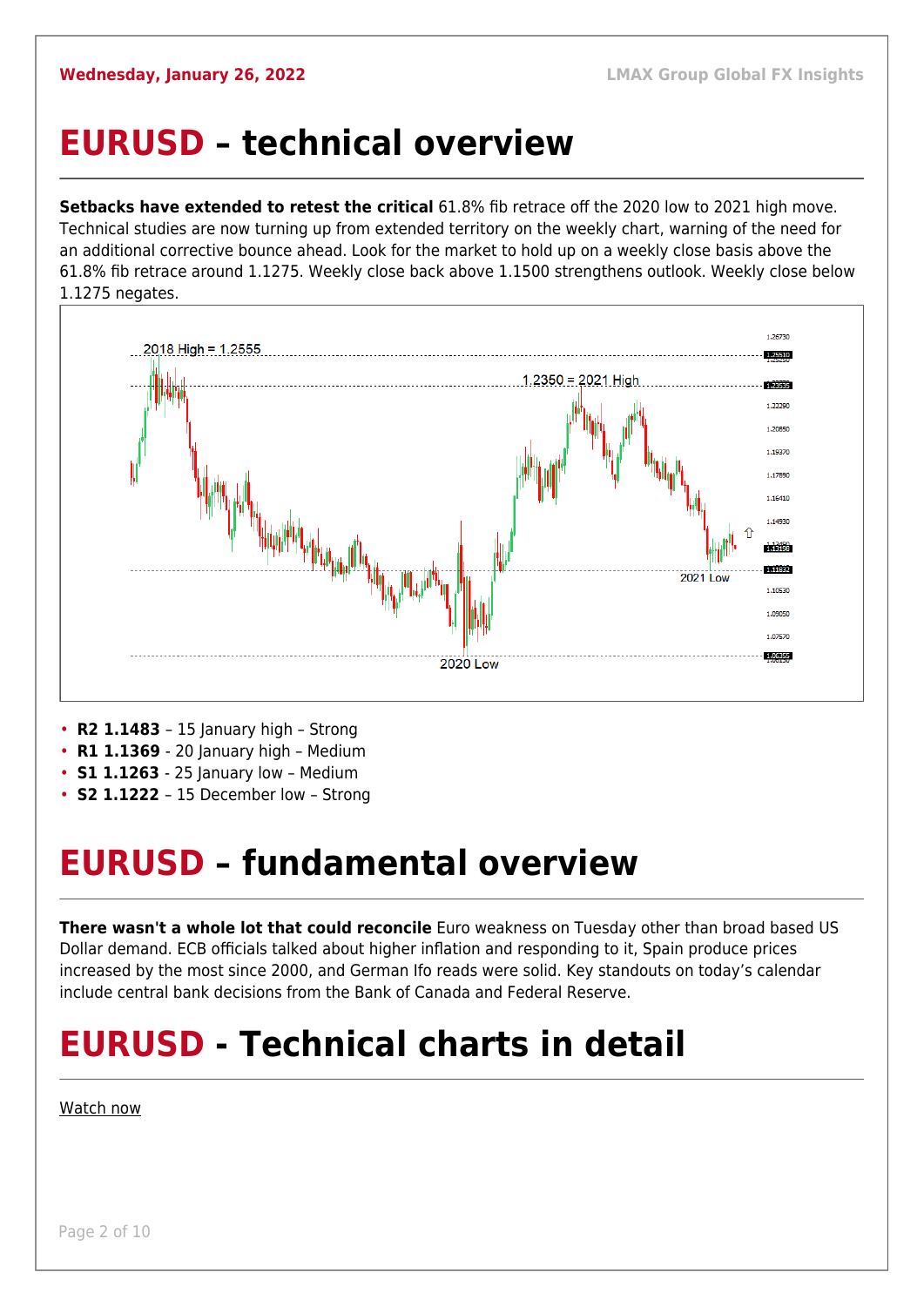Wednesday, January 26, 2022

# EURUSD – technical overview

**Setbacks have extended to retest the critical** 61.8% fib retrace off the 2020 low to 2021 high move. Technical studies are now turning up from extended territory on the weekly chart, warning of the need for an additional corrective bounce ahead. Look for the market to hold up on a weekly close basis above the 61.8% fib retrace around 1.1275. Weekly close back above 1.1500 strengthens outlook. Weekly close below 1.1275 negates.

- **R2 1.1483** – 15 January high – Strong
- **R1 1.1369** - 20 January high – Medium
- **S1 1.1263** - 25 January low – Medium
- **S2 1.1222** – 15 December low – Strong

# EURUSD – fundamental overview

**There wasn't a whole lot that could reconcile** Euro weakness on Tuesday other than broad based US Dollar demand. ECB officials talked about higher inflation and responding to it, Spain produce prices increased by the most since 2000, and German Ifo reads were solid. Key standouts on today's calendar include central bank decisions from the Bank of Canada and Federal Reserve.

# EURUSD - Technical charts in detail

Watch now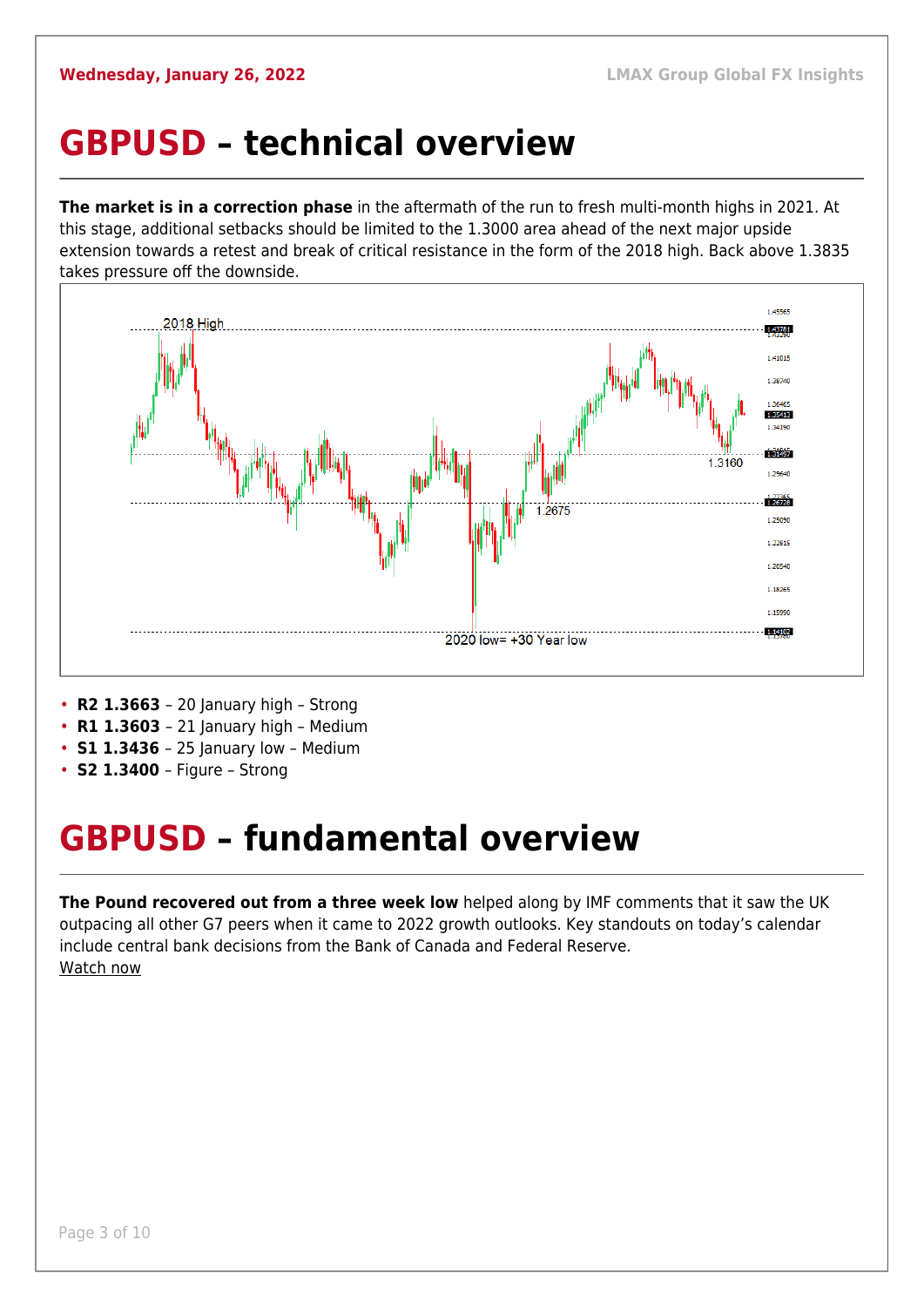# GBPUSD – technical overview

**The market is in a correction phase** in the aftermath of the run to fresh multi-month highs in 2021. At this stage, additional setbacks should be limited to the 1.3000 area ahead of the next major upside extension towards a retest and break of critical resistance in the form of the 2018 high. Back above 1.3835 takes pressure off the downside.

- **R2 1.3663** – 20 January high – Strong
- **R1 1.3603** – 21 January high – Medium
- **S1 1.3436** – 25 January low – Medium
- **S2 1.3400** – Figure – Strong

# GBPUSD – fundamental overview

**The Pound recovered out from a three week low** helped along by IMF comments that it saw the UK outpacing all other G7 peers when it came to 2022 growth outlooks. Key standouts on today's calendar include central bank decisions from the Bank of Canada and Federal Reserve.
Watch now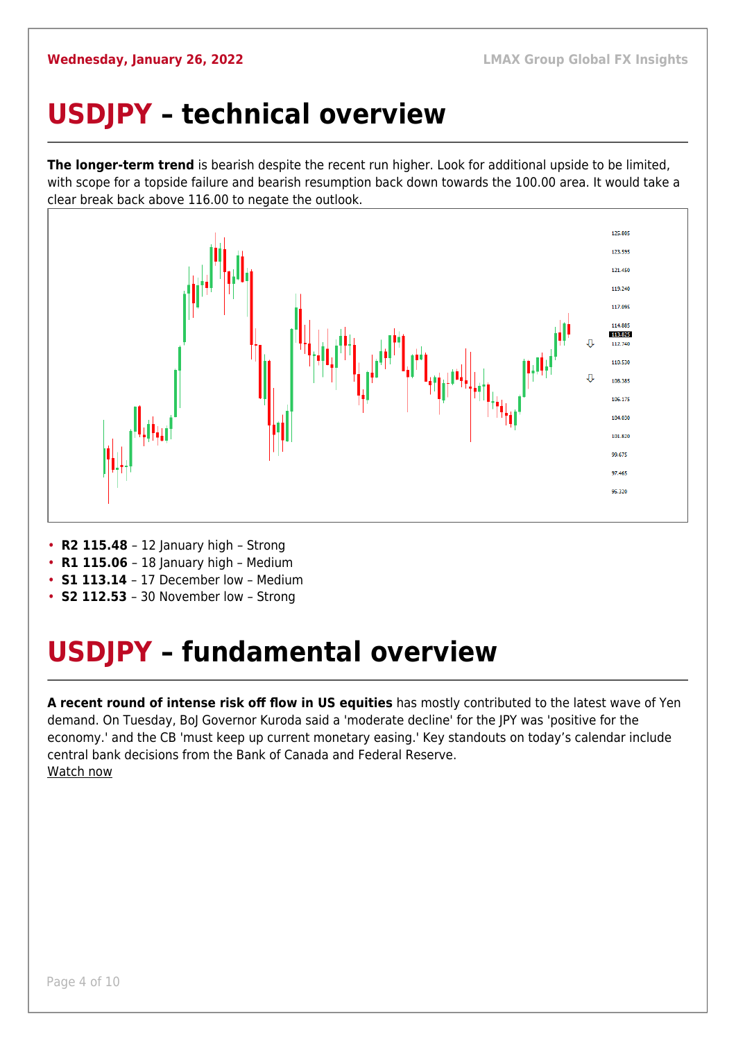# USDJPY – technical overview

**The longer-term trend** is bearish despite the recent run higher. Look for additional upside to be limited, with scope for a topside failure and bearish resumption back down towards the 100.00 area. It would take a clear break back above 116.00 to negate the outlook.

- **R2 115.48** – 12 January high – Strong
- **R1 115.06** – 18 January high – Medium
- **S1 113.14** – 17 December low – Medium
- **S2 112.53** – 30 November low – Strong

# USDJPY – fundamental overview

**A recent round of intense risk off flow in US equities** has mostly contributed to the latest wave of Yen demand. On Tuesday, BoJ Governor Kuroda said a 'moderate decline' for the JPY was 'positive for the economy.' and the CB 'must keep up current monetary easing.' Key standouts on today's calendar include central bank decisions from the Bank of Canada and Federal Reserve.
Watch now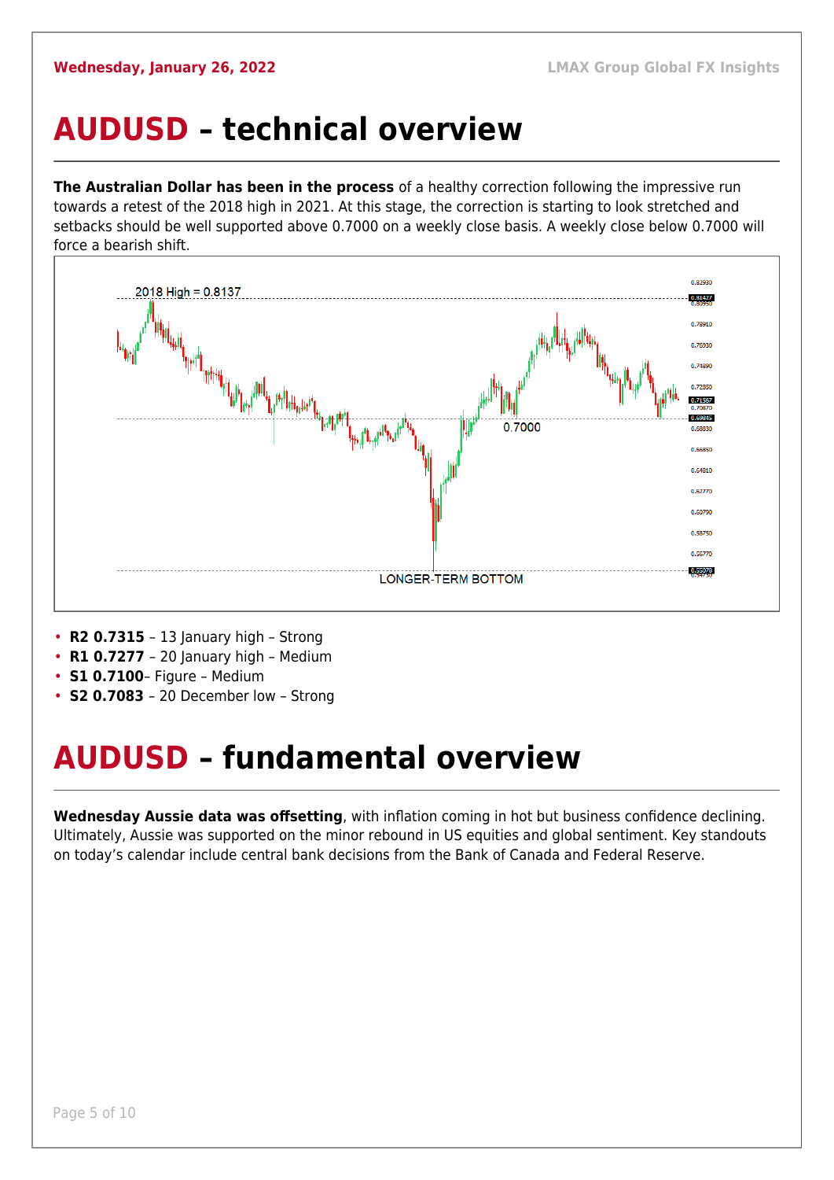# AUDUSD – technical overview

**The Australian Dollar has been in the process** of a healthy correction following the impressive run towards a retest of the 2018 high in 2021. At this stage, the correction is starting to look stretched and setbacks should be well supported above 0.7000 on a weekly close basis. A weekly close below 0.7000 will force a bearish shift.

- **R2 0.7315** – 13 January high – Strong
- **R1 0.7277** – 20 January high – Medium
- **S1 0.7100**– Figure – Medium
- **S2 0.7083** – 20 December low – Strong

# AUDUSD – fundamental overview

**Wednesday Aussie data was offsetting**, with inflation coming in hot but business confidence declining. Ultimately, Aussie was supported on the minor rebound in US equities and global sentiment. Key standouts on today's calendar include central bank decisions from the Bank of Canada and Federal Reserve.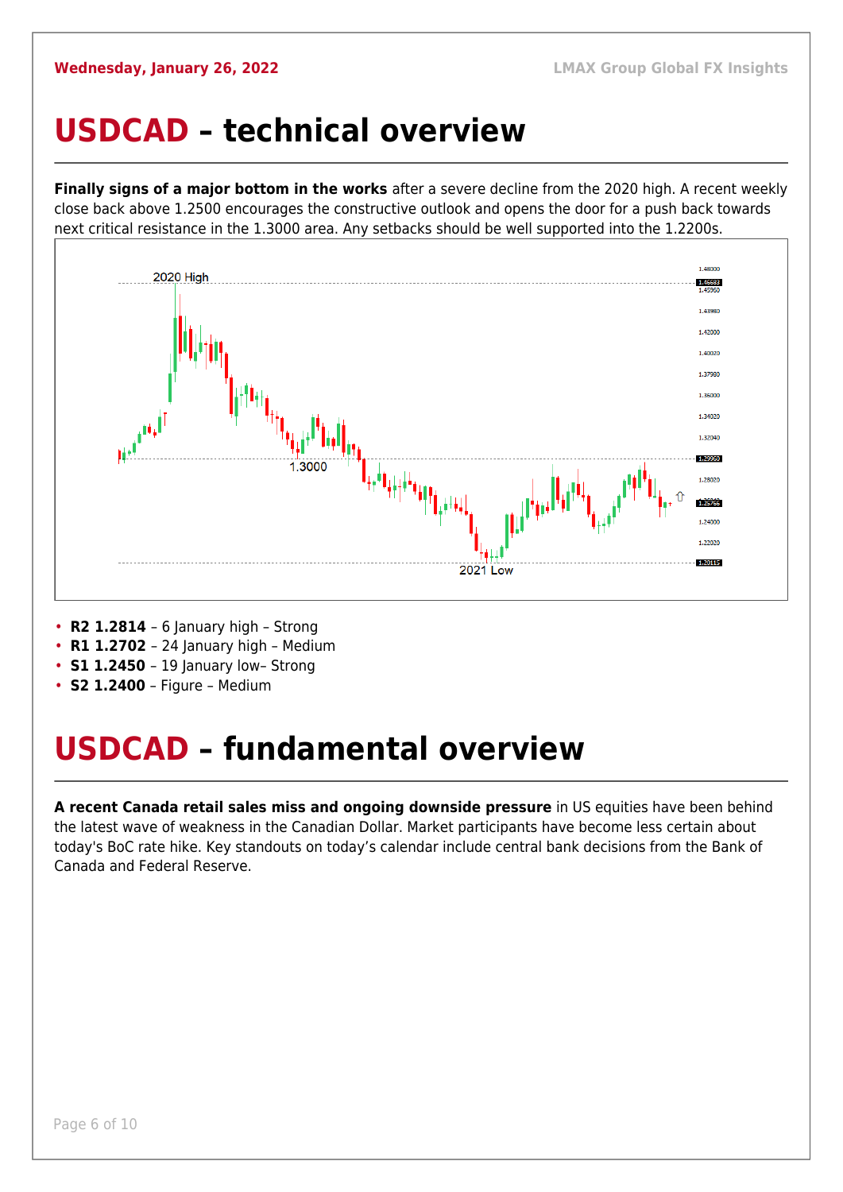# USDCAD – technical overview

**Finally signs of a major bottom in the works** after a severe decline from the 2020 high. A recent weekly close back above 1.2500 encourages the constructive outlook and opens the door for a push back towards next critical resistance in the 1.3000 area. Any setbacks should be well supported into the 1.2200s.

- **R2 1.2814** – 6 January high – Strong
- **R1 1.2702** – 24 January high – Medium
- **S1 1.2450** – 19 January low– Strong
- **S2 1.2400** – Figure – Medium

# USDCAD – fundamental overview

**A recent Canada retail sales miss and ongoing downside pressure** in US equities have been behind the latest wave of weakness in the Canadian Dollar. Market participants have become less certain about today's BoC rate hike. Key standouts on today's calendar include central bank decisions from the Bank of Canada and Federal Reserve.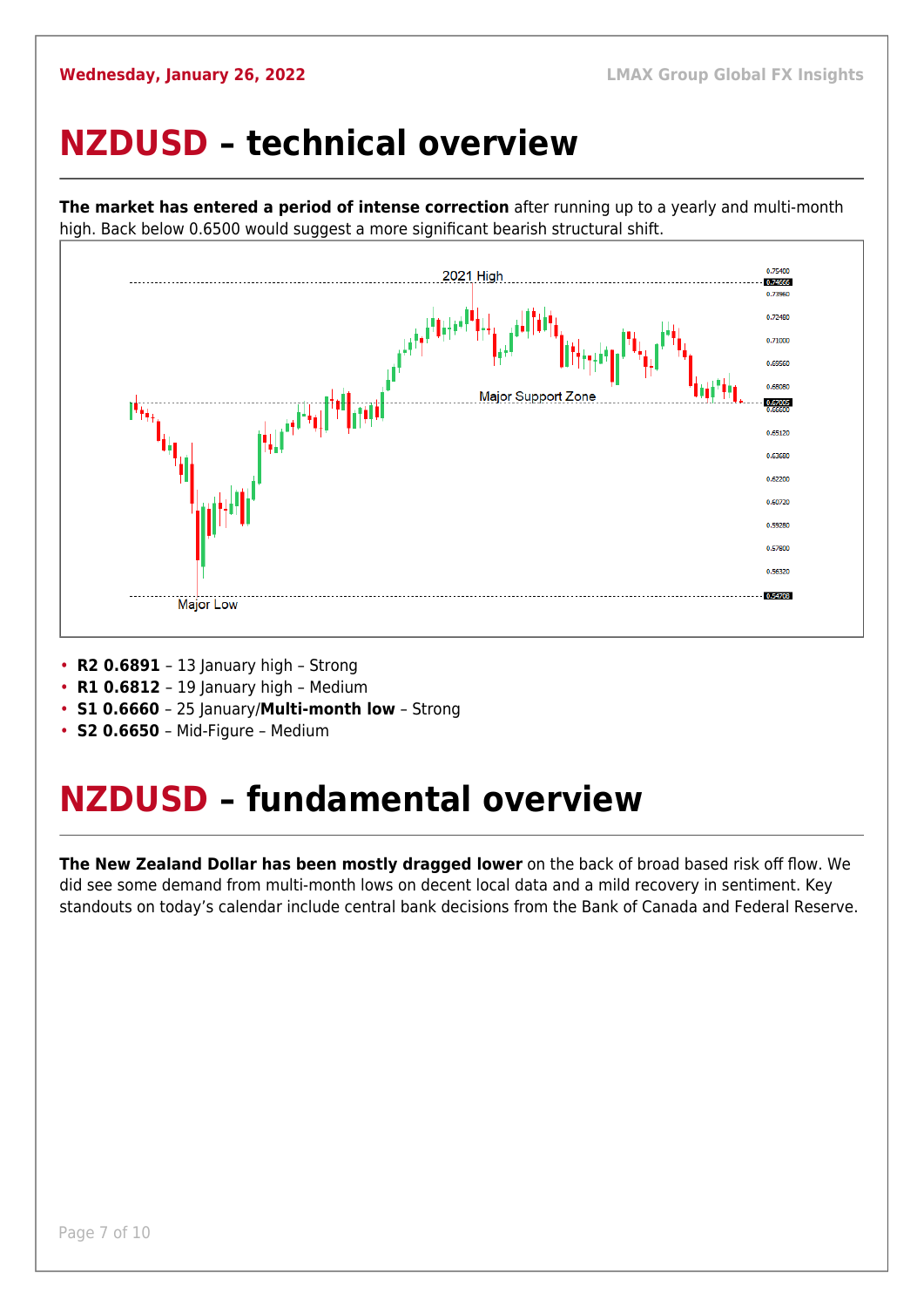# NZDUSD – technical overview

**The market has entered a period of intense correction** after running up to a yearly and multi-month high. Back below 0.6500 would suggest a more significant bearish structural shift.

- **R2 0.6891** – 13 January high – Strong
- **R1 0.6812** – 19 January high – Medium
- **S1 0.6660** – 25 January/**Multi-month low** – Strong
- **S2 0.6650** – Mid-Figure – Medium

# NZDUSD – fundamental overview

**The New Zealand Dollar has been mostly dragged lower** on the back of broad based risk off flow. We did see some demand from multi-month lows on decent local data and a mild recovery in sentiment. Key standouts on today's calendar include central bank decisions from the Bank of Canada and Federal Reserve.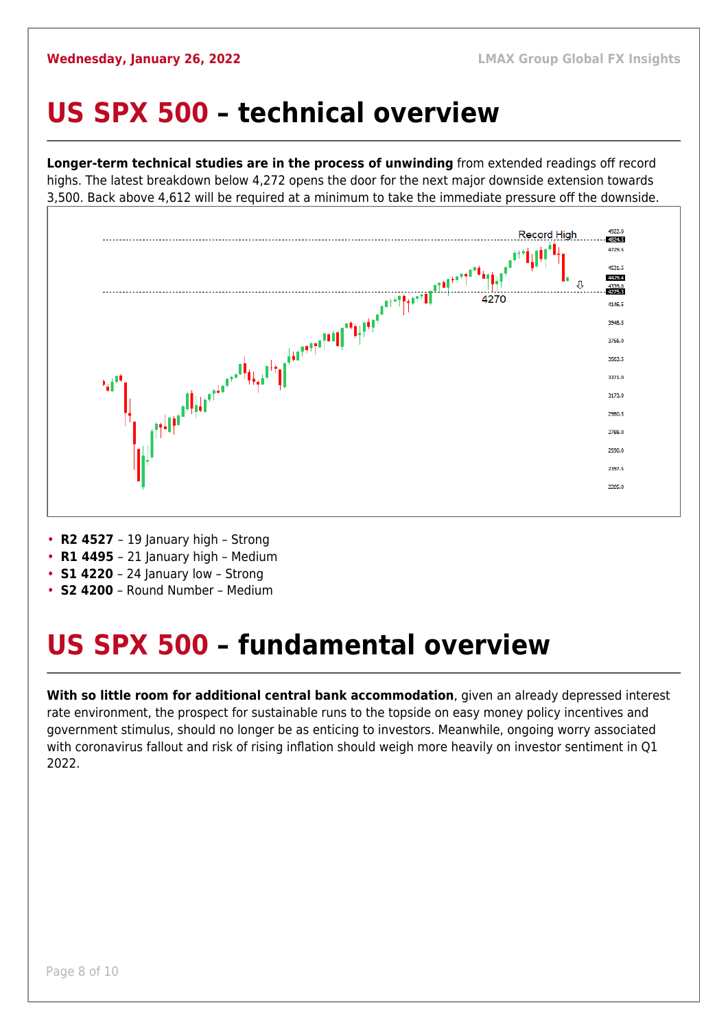# US SPX 500 – technical overview

**Longer-term technical studies are in the process of unwinding** from extended readings off record highs. The latest breakdown below 4,272 opens the door for the next major downside extension towards 3,500. Back above 4,612 will be required at a minimum to take the immediate pressure off the downside.

- **R2 4527** – 19 January high – Strong
- **R1 4495** – 21 January high – Medium
- **S1 4220** – 24 January low – Strong
- **S2 4200** – Round Number – Medium

# US SPX 500 – fundamental overview

**With so little room for additional central bank accommodation**, given an already depressed interest rate environment, the prospect for sustainable runs to the topside on easy money policy incentives and government stimulus, should no longer be as enticing to investors. Meanwhile, ongoing worry associated with coronavirus fallout and risk of rising inflation should weigh more heavily on investor sentiment in Q1 2022.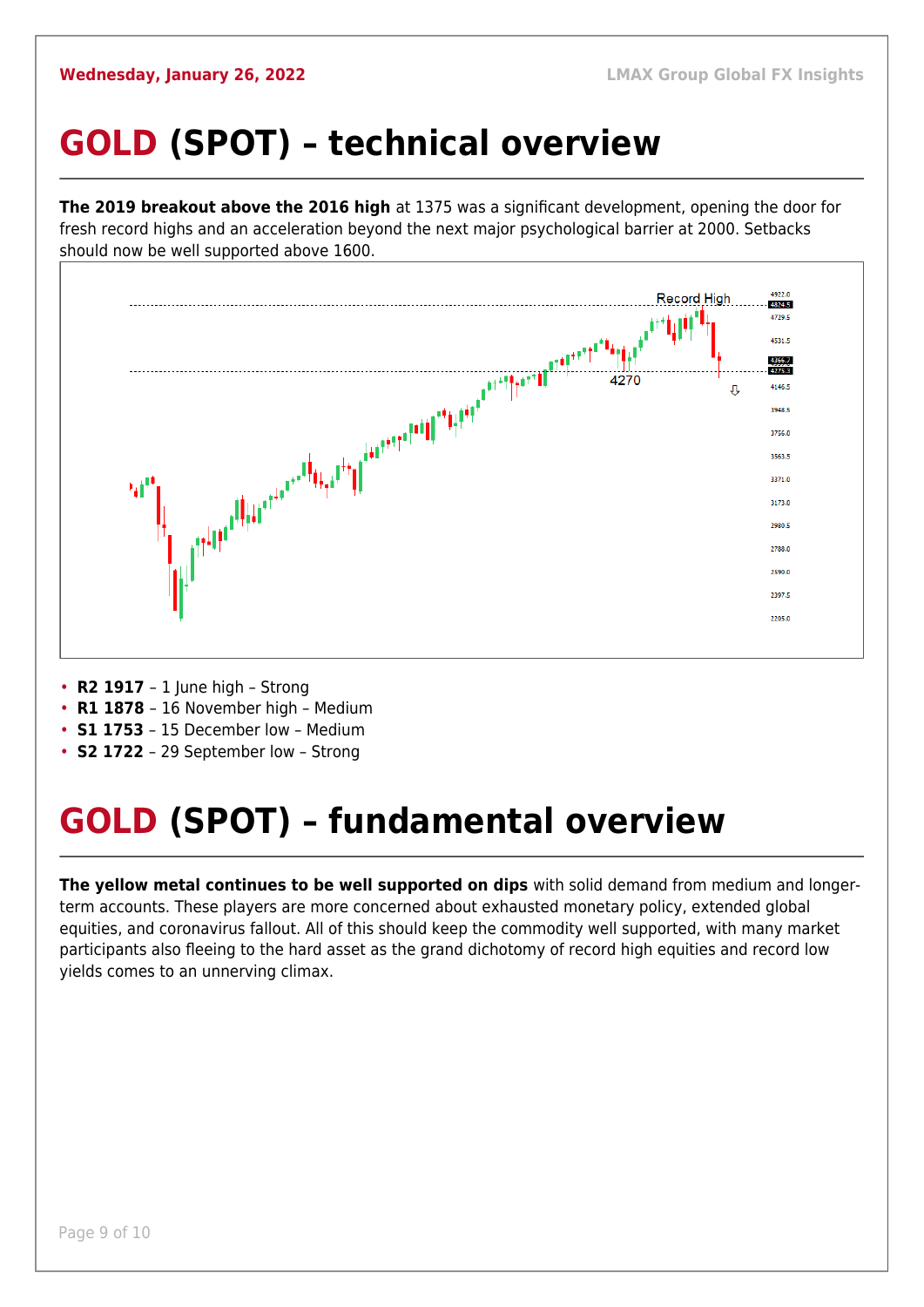# GOLD (SPOT) – technical overview

**The 2019 breakout above the 2016 high** at 1375 was a significant development, opening the door for fresh record highs and an acceleration beyond the next major psychological barrier at 2000. Setbacks should now be well supported above 1600.

- **R2 1917** – 1 June high – Strong
- **R1 1878** – 16 November high – Medium
- **S1 1753** – 15 December low – Medium
- **S2 1722** – 29 September low – Strong

# GOLD (SPOT) – fundamental overview

**The yellow metal continues to be well supported on dips** with solid demand from medium and longer-term accounts. These players are more concerned about exhausted monetary policy, extended global equities, and coronavirus fallout. All of this should keep the commodity well supported, with many market participants also fleeing to the hard asset as the grand dichotomy of record high equities and record low yields comes to an unnerving climax.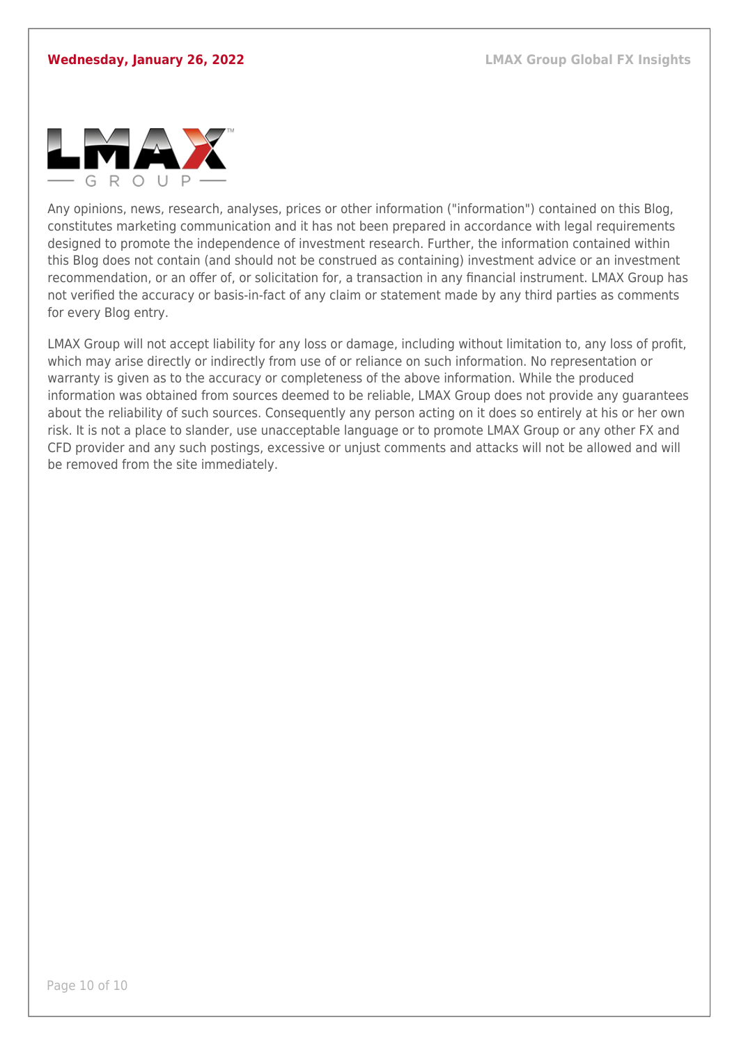Any opinions, news, research, analyses, prices or other information ("information") contained on this Blog, constitutes marketing communication and it has not been prepared in accordance with legal requirements designed to promote the independence of investment research. Further, the information contained within this Blog does not contain (and should not be construed as containing) investment advice or an investment recommendation, or an offer of, or solicitation for, a transaction in any financial instrument. LMAX Group has not verified the accuracy or basis-in-fact of any claim or statement made by any third parties as comments for every Blog entry.

LMAX Group will not accept liability for any loss or damage, including without limitation to, any loss of profit, which may arise directly or indirectly from use of or reliance on such information. No representation or warranty is given as to the accuracy or completeness of the above information. While the produced information was obtained from sources deemed to be reliable, LMAX Group does not provide any guarantees about the reliability of such sources. Consequently any person acting on it does so entirely at his or her own risk. It is not a place to slander, use unacceptable language or to promote LMAX Group or any other FX and CFD provider and any such postings, excessive or unjust comments and attacks will not be allowed and will be removed from the site immediately.